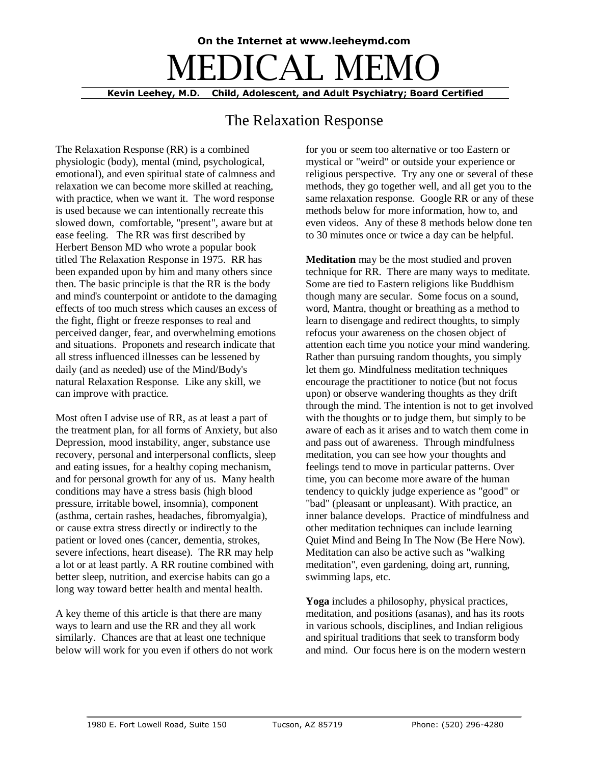On the Internet at www.leeheymd.com

# MEDICAL MEMO

**Kevin Leehey, M.D. Child, Adolescent, and Adult Psychiatry; Board Certified**

## The Relaxation Response

The Relaxation Response (RR) is a combined physiologic (body), mental (mind, psychological, emotional), and even spiritual state of calmness and relaxation we can become more skilled at reaching, with practice, when we want it. The word response is used because we can intentionally recreate this slowed down, comfortable, "present", aware but at ease feeling. The RR was first described by Herbert Benson MD who wrote a popular book titled The Relaxation Response in 1975. RR has been expanded upon by him and many others since then. The basic principle is that the RR is the body and mind's counterpoint or antidote to the damaging effects of too much stress which causes an excess of the fight, flight or freeze responses to real and perceived danger, fear, and overwhelming emotions and situations. Proponets and research indicate that all stress influenced illnesses can be lessened by daily (and as needed) use of the Mind/Body's natural Relaxation Response. Like any skill, we can improve with practice.

Most often I advise use of RR, as at least a part of the treatment plan, for all forms of Anxiety, but also Depression, mood instability, anger, substance use recovery, personal and interpersonal conflicts, sleep and eating issues, for a healthy coping mechanism, and for personal growth for any of us. Many health conditions may have a stress basis (high blood pressure, irritable bowel, insomnia), component (asthma, certain rashes, headaches, fibromyalgia), or cause extra stress directly or indirectly to the patient or loved ones (cancer, dementia, strokes, severe infections, heart disease). The RR may help a lot or at least partly. A RR routine combined with better sleep, nutrition, and exercise habits can go a long way toward better health and mental health.

A key theme of this article is that there are many ways to learn and use the RR and they all work similarly. Chances are that at least one technique below will work for you even if others do not work for you or seem too alternative or too Eastern or mystical or "weird" or outside your experience or religious perspective. Try any one or several of these methods, they go together well, and all get you to the same relaxation response. Google RR or any of these methods below for more information, how to, and even videos. Any of these 8 methods below done ten to 30 minutes once or twice a day can be helpful.

**Meditation** may be the most studied and proven technique for RR. There are many ways to meditate. Some are tied to Eastern religions like Buddhism though many are secular. Some focus on a sound, word, Mantra, thought or breathing as a method to learn to disengage and redirect thoughts, to simply refocus your awareness on the chosen object of attention each time you notice your mind wandering. Rather than pursuing random thoughts, you simply let them go. Mindfulness meditation techniques encourage the practitioner to notice (but not focus upon) or observe wandering thoughts as they drift through the mind. The intention is not to get involved with the thoughts or to judge them, but simply to be aware of each as it arises and to watch them come in and pass out of awareness. Through mindfulness meditation, you can see how your thoughts and feelings tend to move in particular patterns. Over time, you can become more aware of the human tendency to quickly judge experience as "good" or "bad" (pleasant or unpleasant). With practice, an inner balance develops. Practice of mindfulness and other meditation techniques can include learning Quiet Mind and Being In The Now (Be Here Now). Meditation can also be active such as "walking meditation", even gardening, doing art, running, swimming laps, etc.

**Yoga** includes a philosophy, physical practices, meditation, and positions (asanas), and has its roots in various schools, disciplines, and Indian religious and spiritual traditions that seek to transform body and mind. Our focus here is on the modern western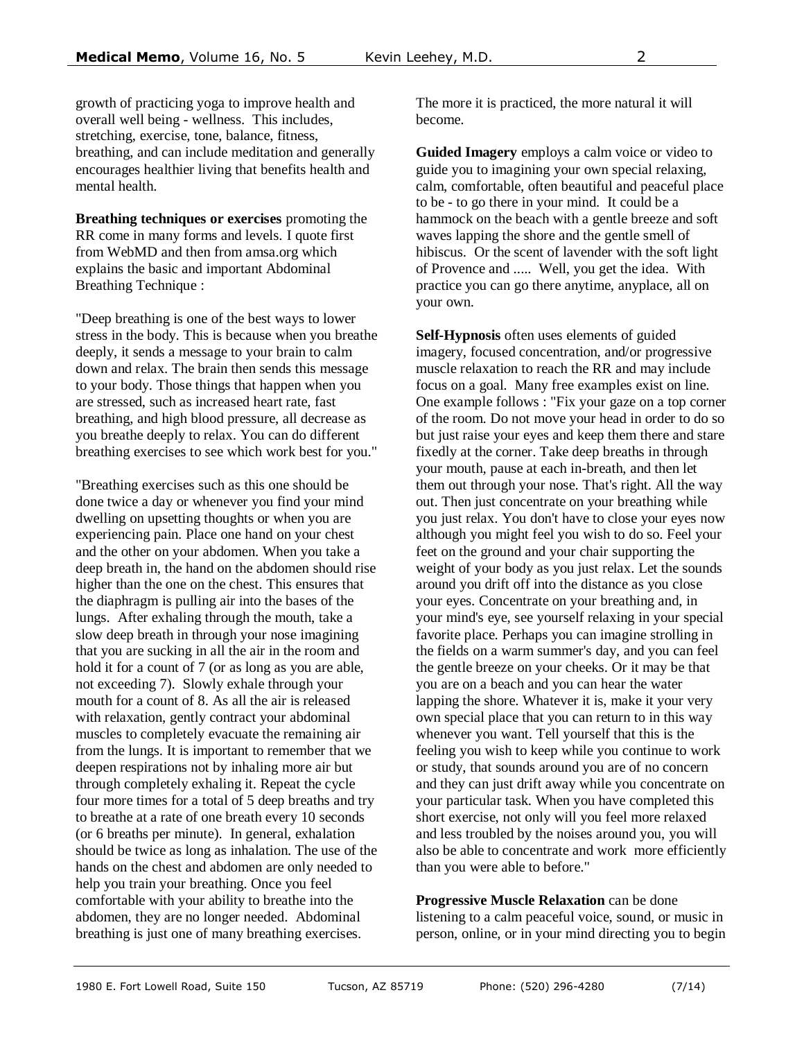growth of practicing yoga to improve health and overall well being - wellness. This includes, stretching, exercise, tone, balance, fitness, breathing, and can include meditation and generally encourages healthier living that benefits health and mental health.

**Breathing techniques or exercises** promoting the RR come in many forms and levels. I quote first from WebMD and then from amsa.org which explains the basic and important Abdominal Breathing Technique :

"Deep breathing is one of the best ways to lower stress in the body. This is because when you breathe deeply, it sends a message to your brain to calm down and relax. The brain then sends this message to your body. Those things that happen when you are stressed, such as increased heart rate, fast breathing, and high blood pressure, all decrease as you breathe deeply to relax. You can do different breathing exercises to see which work best for you."

"Breathing exercises such as this one should be done twice a day or whenever you find your mind dwelling on upsetting thoughts or when you are experiencing pain. Place one hand on your chest and the other on your abdomen. When you take a deep breath in, the hand on the abdomen should rise higher than the one on the chest. This ensures that the diaphragm is pulling air into the bases of the lungs. After exhaling through the mouth, take a slow deep breath in through your nose imagining that you are sucking in all the air in the room and hold it for a count of 7 (or as long as you are able, not exceeding 7). Slowly exhale through your mouth for a count of 8. As all the air is released with relaxation, gently contract your abdominal muscles to completely evacuate the remaining air from the lungs. It is important to remember that we deepen respirations not by inhaling more air but through completely exhaling it. Repeat the cycle four more times for a total of 5 deep breaths and try to breathe at a rate of one breath every 10 seconds (or 6 breaths per minute). In general, exhalation should be twice as long as inhalation. The use of the hands on the chest and abdomen are only needed to help you train your breathing. Once you feel comfortable with your ability to breathe into the abdomen, they are no longer needed. Abdominal breathing is just one of many breathing exercises. The more it is practiced, the more natural it will become.

**Guided Imagery** employs a calm voice or video to guide you to imagining your own special relaxing, calm, comfortable, often beautiful and peaceful place to be - to go there in your mind. It could be a hammock on the beach with a gentle breeze and soft waves lapping the shore and the gentle smell of hibiscus. Or the scent of lavender with the soft light of Provence and ..... Well, you get the idea. With practice you can go there anytime, anyplace, all on your own.

**Self-Hypnosis** often uses elements of guided imagery, focused concentration, and/or progressive muscle relaxation to reach the RR and may include focus on a goal. Many free examples exist on line. One example follows : "Fix your gaze on a top corner of the room. Do not move your head in order to do so but just raise your eyes and keep them there and stare fixedly at the corner. Take deep breaths in through your mouth, pause at each in-breath, and then let them out through your nose. That's right. All the way out. Then just concentrate on your breathing while you just relax. You don't have to close your eyes now although you might feel you wish to do so. Feel your feet on the ground and your chair supporting the weight of your body as you just relax. Let the sounds around you drift off into the distance as you close your eyes. Concentrate on your breathing and, in your mind's eye, see yourself relaxing in your special favorite place. Perhaps you can imagine strolling in the fields on a warm summer's day, and you can feel the gentle breeze on your cheeks. Or it may be that you are on a beach and you can hear the water lapping the shore. Whatever it is, make it your very own special place that you can return to in this way whenever you want. Tell yourself that this is the feeling you wish to keep while you continue to work or study, that sounds around you are of no concern and they can just drift away while you concentrate on your particular task. When you have completed this short exercise, not only will you feel more relaxed and less troubled by the noises around you, you will also be able to concentrate and work more efficiently than you were able to before."

**Progressive Muscle Relaxation** can be done listening to a calm peaceful voice, sound, or music in person, online, or in your mind directing you to begin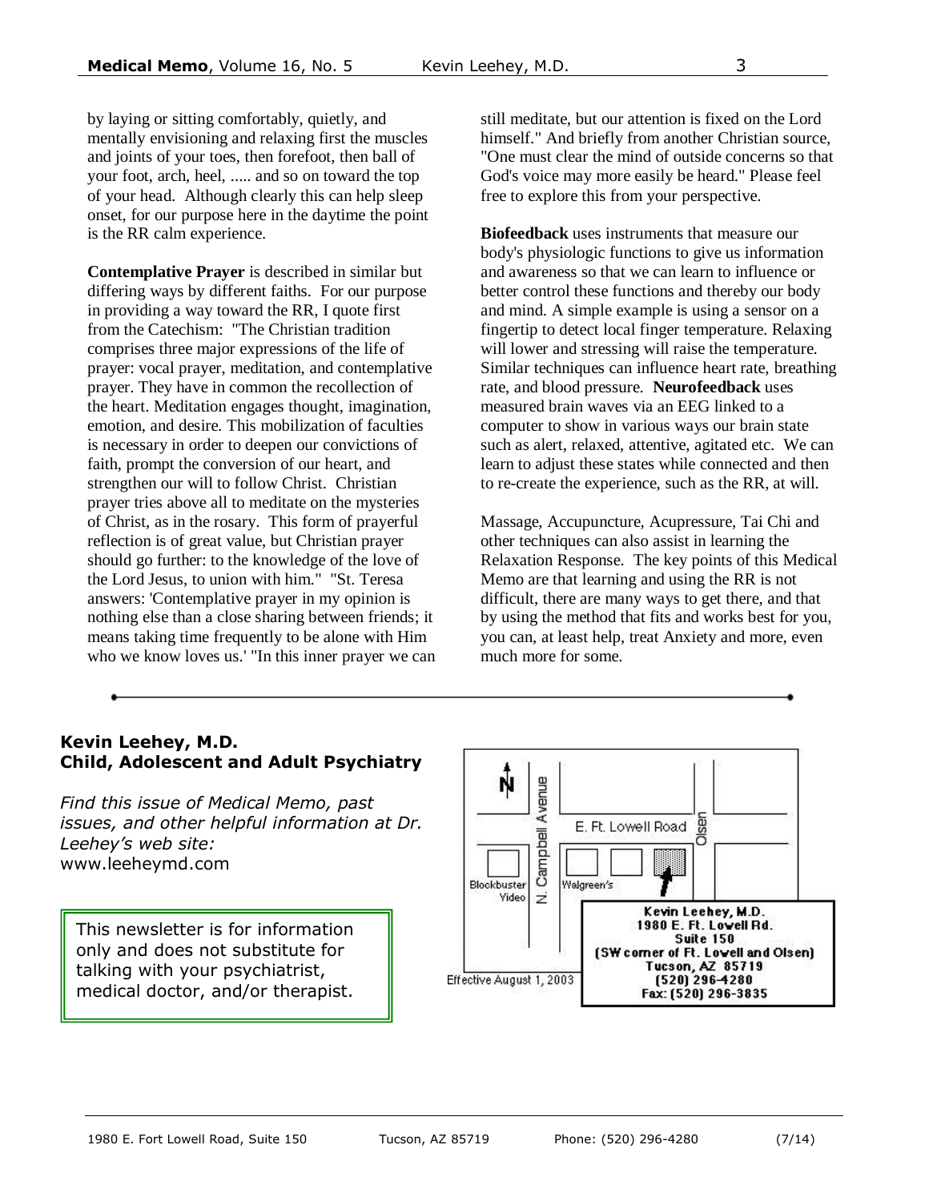by laying or sitting comfortably, quietly, and mentally envisioning and relaxing first the muscles and joints of your toes, then forefoot, then ball of your foot, arch, heel, ..... and so on toward the top of your head. Although clearly this can help sleep onset, for our purpose here in the daytime the point is the RR calm experience.

**Contemplative Prayer** is described in similar but differing ways by different faiths. For our purpose in providing a way toward the RR, I quote first from the Catechism: "The Christian tradition comprises three major expressions of the life of prayer: vocal prayer, meditation, and contemplative prayer. They have in common the recollection of the heart. Meditation engages thought, imagination, emotion, and desire. This mobilization of faculties is necessary in order to deepen our convictions of faith, prompt the conversion of our heart, and strengthen our will to follow Christ. Christian prayer tries above all to meditate on the mysteries of Christ, as in the rosary. This form of prayerful reflection is of great value, but Christian prayer should go further: to the knowledge of the love of the Lord Jesus, to union with him." "St. Teresa answers: 'Contemplative prayer in my opinion is nothing else than a close sharing between friends; it means taking time frequently to be alone with Him who we know loves us.' "In this inner prayer we can still meditate, but our attention is fixed on the Lord himself." And briefly from another Christian source, "One must clear the mind of outside concerns so that God's voice may more easily be heard." Please feel free to explore this from your perspective.

**Biofeedback** uses instruments that measure our body's physiologic functions to give us information and awareness so that we can learn to influence or better control these functions and thereby our body and mind. A simple example is using a sensor on a fingertip to detect local finger temperature. Relaxing will lower and stressing will raise the temperature. Similar techniques can influence heart rate, breathing rate, and blood pressure. **Neurofeedback** uses measured brain waves via an EEG linked to a computer to show in various ways our brain state such as alert, relaxed, attentive, agitated etc. We can learn to adjust these states while connected and then to re-create the experience, such as the RR, at will.

Massage, Accupuncture, Acupressure, Tai Chi and other techniques can also assist in learning the Relaxation Response. The key points of this Medical Memo are that learning and using the RR is not difficult, there are many ways to get there, and that by using the method that fits and works best for you, you can, at least help, treat Anxiety and more, even much more for some.

---

**Kevin Leehey, M.D.**
**Child, Adolescent and Adult Psychiatry**

*Find this issue of Medical Memo, past issues, and other helpful information at Dr. Leehey's web site:*
www.leeheymd.com

This newsletter is for information only and does not substitute for talking with your psychiatrist, medical doctor, and/or therapist.

N
N. Campbell Avenue
E. Ft. Lowell Road
Olsen
Blockbuster Video
Walgreen's
Effective August 1, 2003

Kevin Leehey, M.D.
1980 E. Ft. Lowell Rd.
Suite 150
(SW corner of Ft. Lowell and Olsen)
Tucson, AZ 85719
(520) 296-4280
Fax: (520) 296-3835